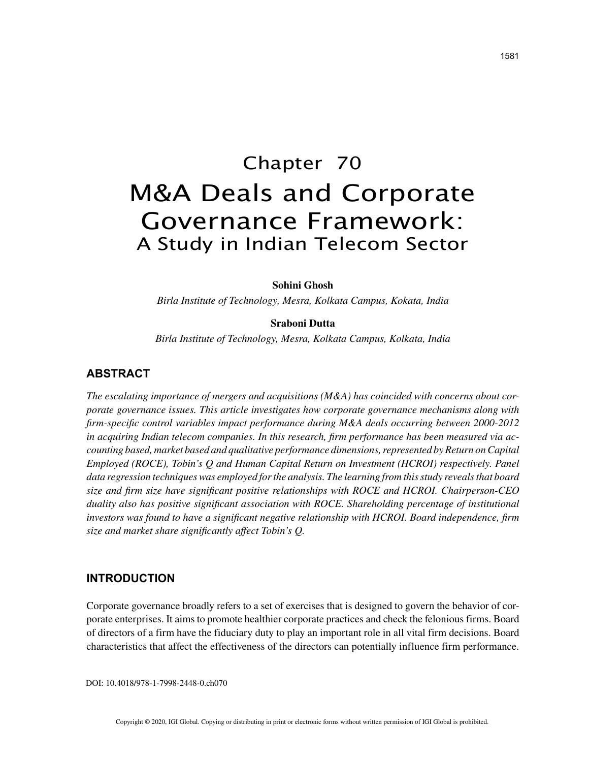# Chapter 70

# M&A Deals and Corporate Governance Framework:
## A Study in Indian Telecom Sector

**Sohini Ghosh**
*Birla Institute of Technology, Mesra, Kolkata Campus, Kokata, India*

**Sraboni Dutta**
*Birla Institute of Technology, Mesra, Kolkata Campus, Kolkata, India*

## ABSTRACT

*The escalating importance of mergers and acquisitions (M&A) has coincided with concerns about corporate governance issues. This article investigates how corporate governance mechanisms along with firm-specific control variables impact performance during M&A deals occurring between 2000-2012 in acquiring Indian telecom companies. In this research, firm performance has been measured via accounting based, market based and qualitative performance dimensions, represented by Return on Capital Employed (ROCE), Tobin's Q and Human Capital Return on Investment (HCROI) respectively. Panel data regression techniques was employed for the analysis. The learning from this study reveals that board size and firm size have significant positive relationships with ROCE and HCROI. Chairperson-CEO duality also has positive significant association with ROCE. Shareholding percentage of institutional investors was found to have a significant negative relationship with HCROI. Board independence, firm size and market share significantly affect Tobin's Q.*

## INTRODUCTION

Corporate governance broadly refers to a set of exercises that is designed to govern the behavior of corporate enterprises. It aims to promote healthier corporate practices and check the felonious firms. Board of directors of a firm have the fiduciary duty to play an important role in all vital firm decisions. Board characteristics that affect the effectiveness of the directors can potentially influence firm performance.

DOI: 10.4018/978-1-7998-2448-0.ch070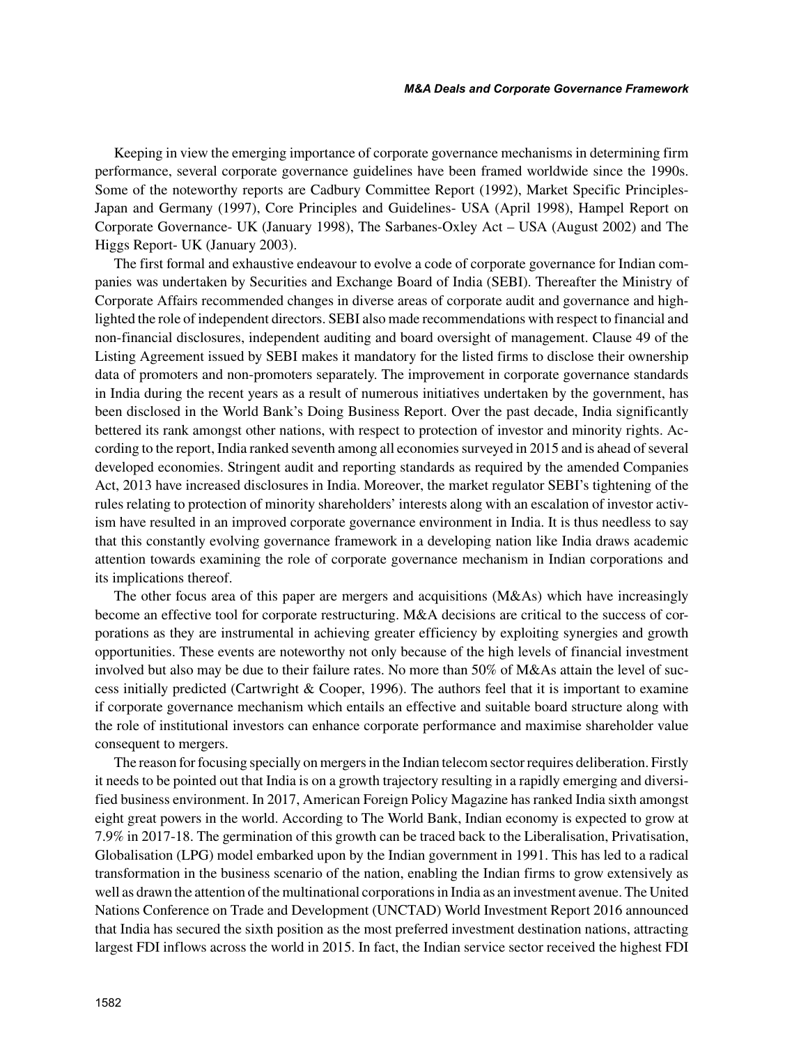Keeping in view the emerging importance of corporate governance mechanisms in determining firm performance, several corporate governance guidelines have been framed worldwide since the 1990s. Some of the noteworthy reports are Cadbury Committee Report (1992), Market Specific Principles- Japan and Germany (1997), Core Principles and Guidelines- USA (April 1998), Hampel Report on Corporate Governance- UK (January 1998), The Sarbanes-Oxley Act – USA (August 2002) and The Higgs Report- UK (January 2003).

The first formal and exhaustive endeavour to evolve a code of corporate governance for Indian companies was undertaken by Securities and Exchange Board of India (SEBI). Thereafter the Ministry of Corporate Affairs recommended changes in diverse areas of corporate audit and governance and highlighted the role of independent directors. SEBI also made recommendations with respect to financial and non-financial disclosures, independent auditing and board oversight of management. Clause 49 of the Listing Agreement issued by SEBI makes it mandatory for the listed firms to disclose their ownership data of promoters and non-promoters separately. The improvement in corporate governance standards in India during the recent years as a result of numerous initiatives undertaken by the government, has been disclosed in the World Bank's Doing Business Report. Over the past decade, India significantly bettered its rank amongst other nations, with respect to protection of investor and minority rights. According to the report, India ranked seventh among all economies surveyed in 2015 and is ahead of several developed economies. Stringent audit and reporting standards as required by the amended Companies Act, 2013 have increased disclosures in India. Moreover, the market regulator SEBI's tightening of the rules relating to protection of minority shareholders' interests along with an escalation of investor activism have resulted in an improved corporate governance environment in India. It is thus needless to say that this constantly evolving governance framework in a developing nation like India draws academic attention towards examining the role of corporate governance mechanism in Indian corporations and its implications thereof.

The other focus area of this paper are mergers and acquisitions (M&As) which have increasingly become an effective tool for corporate restructuring. M&A decisions are critical to the success of corporations as they are instrumental in achieving greater efficiency by exploiting synergies and growth opportunities. These events are noteworthy not only because of the high levels of financial investment involved but also may be due to their failure rates. No more than 50% of M&As attain the level of success initially predicted (Cartwright & Cooper, 1996). The authors feel that it is important to examine if corporate governance mechanism which entails an effective and suitable board structure along with the role of institutional investors can enhance corporate performance and maximise shareholder value consequent to mergers.

The reason for focusing specially on mergers in the Indian telecom sector requires deliberation. Firstly it needs to be pointed out that India is on a growth trajectory resulting in a rapidly emerging and diversified business environment. In 2017, American Foreign Policy Magazine has ranked India sixth amongst eight great powers in the world. According to The World Bank, Indian economy is expected to grow at 7.9% in 2017-18. The germination of this growth can be traced back to the Liberalisation, Privatisation, Globalisation (LPG) model embarked upon by the Indian government in 1991. This has led to a radical transformation in the business scenario of the nation, enabling the Indian firms to grow extensively as well as drawn the attention of the multinational corporations in India as an investment avenue. The United Nations Conference on Trade and Development (UNCTAD) World Investment Report 2016 announced that India has secured the sixth position as the most preferred investment destination nations, attracting largest FDI inflows across the world in 2015. In fact, the Indian service sector received the highest FDI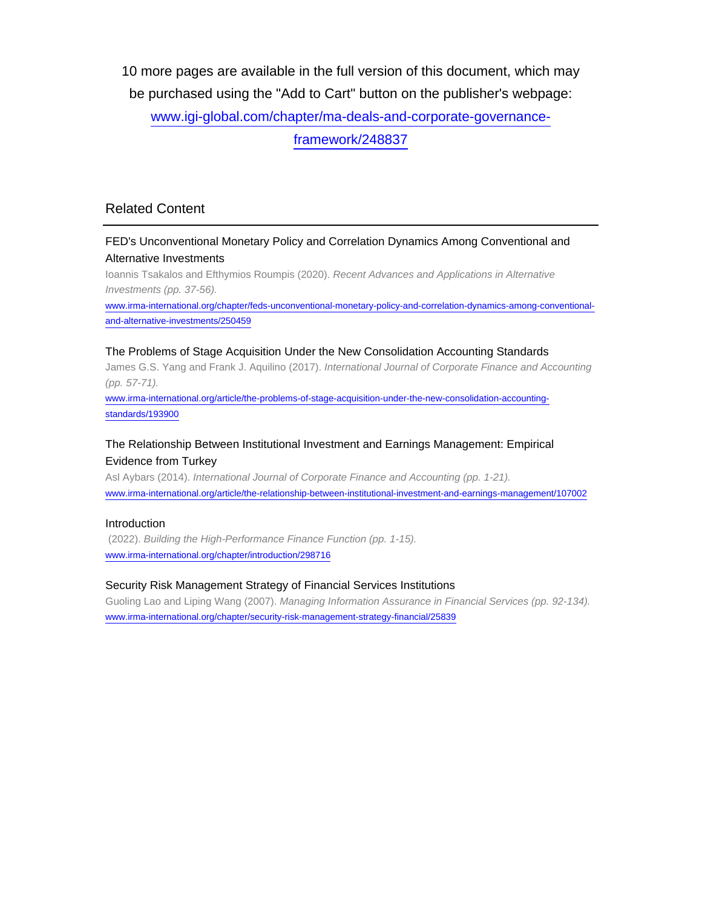10 more pages are available in the full version of this document, which may be purchased using the "Add to Cart" button on the publisher's webpage: [www.igi-global.com/chapter/ma-deals-and-corporate-governance-framework/248837](www.igi-global.com/chapter/ma-deals-and-corporate-governance-framework/248837)

## Related Content

**FED's Unconventional Monetary Policy and Correlation Dynamics Among Conventional and Alternative Investments**
Ioannis Tsakalos and Efthymios Roumpis (2020). *Recent Advances and Applications in Alternative Investments (pp. 37-56).*
[www.irma-international.org/chapter/feds-unconventional-monetary-policy-and-correlation-dynamics-among-conventional-and-alternative-investments/250459](www.irma-international.org/chapter/feds-unconventional-monetary-policy-and-correlation-dynamics-among-conventional-and-alternative-investments/250459)

**The Problems of Stage Acquisition Under the New Consolidation Accounting Standards**
James G.S. Yang and Frank J. Aquilino (2017). *International Journal of Corporate Finance and Accounting (pp. 57-71).*
[www.irma-international.org/article/the-problems-of-stage-acquisition-under-the-new-consolidation-accounting-standards/193900](www.irma-international.org/article/the-problems-of-stage-acquisition-under-the-new-consolidation-accounting-standards/193900)

**The Relationship Between Institutional Investment and Earnings Management: Empirical Evidence from Turkey**
Asl Aybars (2014). *International Journal of Corporate Finance and Accounting (pp. 1-21).*
[www.irma-international.org/article/the-relationship-between-institutional-investment-and-earnings-management/107002](www.irma-international.org/article/the-relationship-between-institutional-investment-and-earnings-management/107002)

**Introduction**
(2022). *Building the High-Performance Finance Function (pp. 1-15).*
[www.irma-international.org/chapter/introduction/298716](www.irma-international.org/chapter/introduction/298716)

**Security Risk Management Strategy of Financial Services Institutions**
Guoling Lao and Liping Wang (2007). *Managing Information Assurance in Financial Services (pp. 92-134).*
[www.irma-international.org/chapter/security-risk-management-strategy-financial/25839](www.irma-international.org/chapter/security-risk-management-strategy-financial/25839)